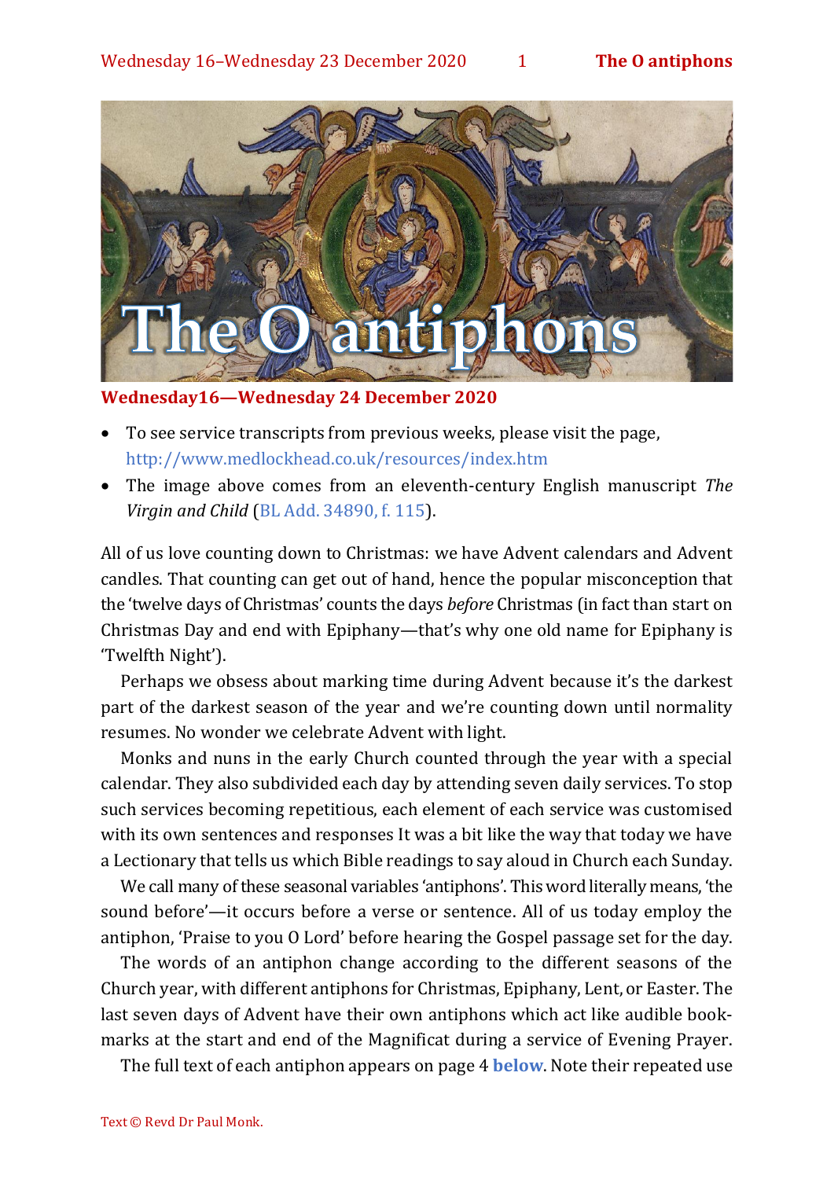# The O antiphons

**Wednesday16—Wednesday 24 December 2020**

- To see service transcripts from previous weeks, please visit the page, http://www.medlockhead.co.uk/resources/index.htm
- The image above comes from an eleventh-century English manuscript *The Virgin and Child* (BL Add. 34890, f. 115).

All of us love counting down to Christmas: we have Advent calendars and Advent candles. That counting can get out of hand, hence the popular misconception that the 'twelve days of Christmas' counts the days *before* Christmas (in fact than start on Christmas Day and end with Epiphany—that's why one old name for Epiphany is 'Twelfth Night').

Perhaps we obsess about marking time during Advent because it's the darkest part of the darkest season of the year and we're counting down until normality resumes. No wonder we celebrate Advent with light.

Monks and nuns in the early Church counted through the year with a special calendar. They also subdivided each day by attending seven daily services. To stop such services becoming repetitious, each element of each service was customised with its own sentences and responses It was a bit like the way that today we have a Lectionary that tells us which Bible readings to say aloud in Church each Sunday.

We call many of these seasonal variables 'antiphons'. This word literally means, 'the sound before'—it occurs before a verse or sentence. All of us today employ the antiphon, 'Praise to you O Lord' before hearing the Gospel passage set for the day.

The words of an antiphon change according to the different seasons of the Church year, with different antiphons for Christmas, Epiphany, Lent, or Easter. The last seven days of Advent have their own antiphons which act like audible book-marks at the start and end of the Magnificat during a service of Evening Prayer.

The full text of each antiphon appears on page 4 **below**. Note their repeated use

Text © Revd Dr Paul Monk.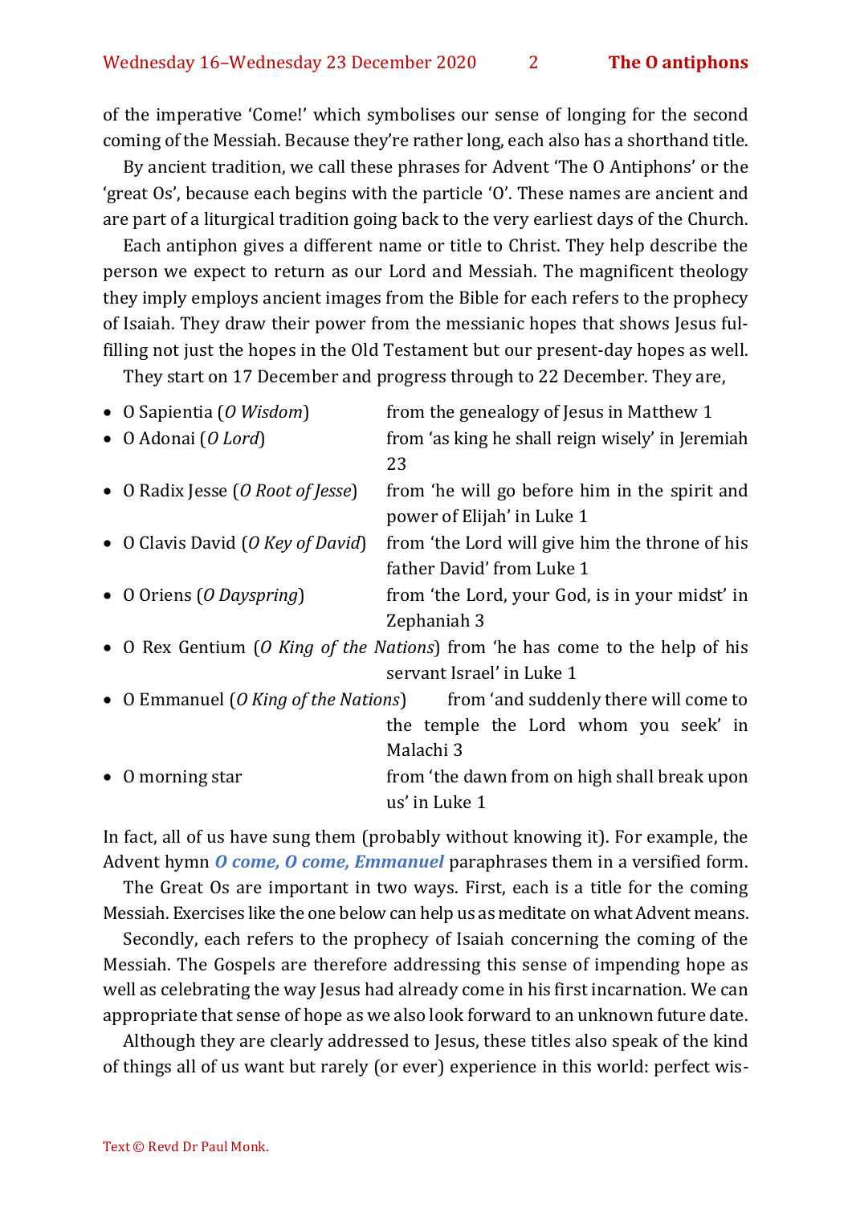of the imperative 'Come!' which symbolises our sense of longing for the second coming of the Messiah. Because they're rather long, each also has a shorthand title.

By ancient tradition, we call these phrases for Advent 'The O Antiphons' or the 'great Os', because each begins with the particle 'O'. These names are ancient and are part of a liturgical tradition going back to the very earliest days of the Church.

Each antiphon gives a different name or title to Christ. They help describe the person we expect to return as our Lord and Messiah. The magnificent theology they imply employs ancient images from the Bible for each refers to the prophecy of Isaiah. They draw their power from the messianic hopes that shows Jesus fulfilling not just the hopes in the Old Testament but our present-day hopes as well.

They start on 17 December and progress through to 22 December. They are,

- O Sapientia (*O Wisdom*) from the genealogy of Jesus in Matthew 1
- O Adonai (*O Lord*) from 'as king he shall reign wisely' in Jeremiah 23
- O Radix Jesse (*O Root of Jesse*) from 'he will go before him in the spirit and power of Elijah' in Luke 1
- O Clavis David (*O Key of David*) from 'the Lord will give him the throne of his father David' from Luke 1
- O Oriens (*O Dayspring*) from 'the Lord, your God, is in your midst' in Zephaniah 3
- O Rex Gentium (*O King of the Nations*) from 'he has come to the help of his servant Israel' in Luke 1
- O Emmanuel (*O King of the Nations*) from 'and suddenly there will come to the temple the Lord whom you seek' in Malachi 3
- O morning star from 'the dawn from on high shall break upon us' in Luke 1

In fact, all of us have sung them (probably without knowing it). For example, the Advent hymn ***O come, O come, Emmanuel*** paraphrases them in a versified form.

The Great Os are important in two ways. First, each is a title for the coming Messiah. Exercises like the one below can help us as meditate on what Advent means.

Secondly, each refers to the prophecy of Isaiah concerning the coming of the Messiah. The Gospels are therefore addressing this sense of impending hope as well as celebrating the way Jesus had already come in his first incarnation. We can appropriate that sense of hope as we also look forward to an unknown future date.

Although they are clearly addressed to Jesus, these titles also speak of the kind of things all of us want but rarely (or ever) experience in this world: perfect wis-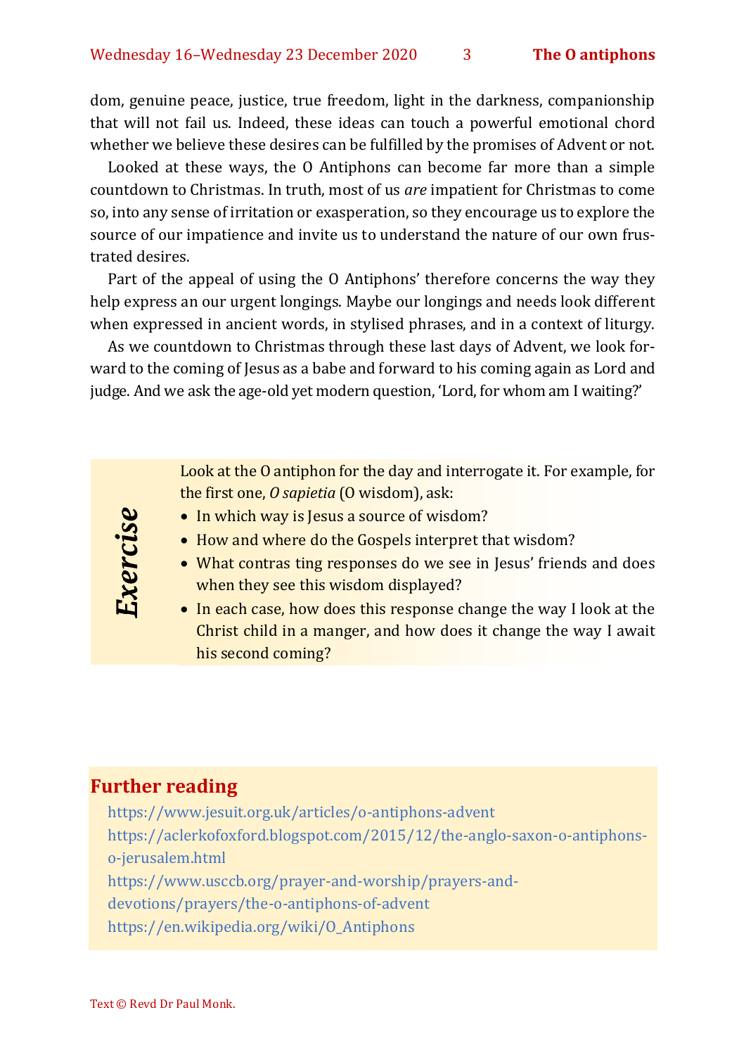dom, genuine peace, justice, true freedom, light in the darkness, companionship that will not fail us. Indeed, these ideas can touch a powerful emotional chord whether we believe these desires can be fulfilled by the promises of Advent or not.

Looked at these ways, the O Antiphons can become far more than a simple countdown to Christmas. In truth, most of us *are* impatient for Christmas to come so, into any sense of irritation or exasperation, so they encourage us to explore the source of our impatience and invite us to understand the nature of our own frustrated desires.

Part of the appeal of using the O Antiphons' therefore concerns the way they help express an our urgent longings. Maybe our longings and needs look different when expressed in ancient words, in stylised phrases, and in a context of liturgy.

As we countdown to Christmas through these last days of Advent, we look forward to the coming of Jesus as a babe and forward to his coming again as Lord and judge. And we ask the age-old yet modern question, 'Lord, for whom am I waiting?'

***Exercise***

Look at the O antiphon for the day and interrogate it. For example, for the first one, *O sapietia* (O wisdom), ask:

- In which way is Jesus a source of wisdom?
- How and where do the Gospels interpret that wisdom?
- What contras ting responses do we see in Jesus' friends and does when they see this wisdom displayed?
- In each case, how does this response change the way I look at the Christ child in a manger, and how does it change the way I await his second coming?

## Further reading

https://www.jesuit.org.uk/articles/o-antiphons-advent
https://aclerkofoxford.blogspot.com/2015/12/the-anglo-saxon-o-antiphons-o-jerusalem.html
https://www.usccb.org/prayer-and-worship/prayers-and-devotions/prayers/the-o-antiphons-of-advent
https://en.wikipedia.org/wiki/O_Antiphons

Text © Revd Dr Paul Monk.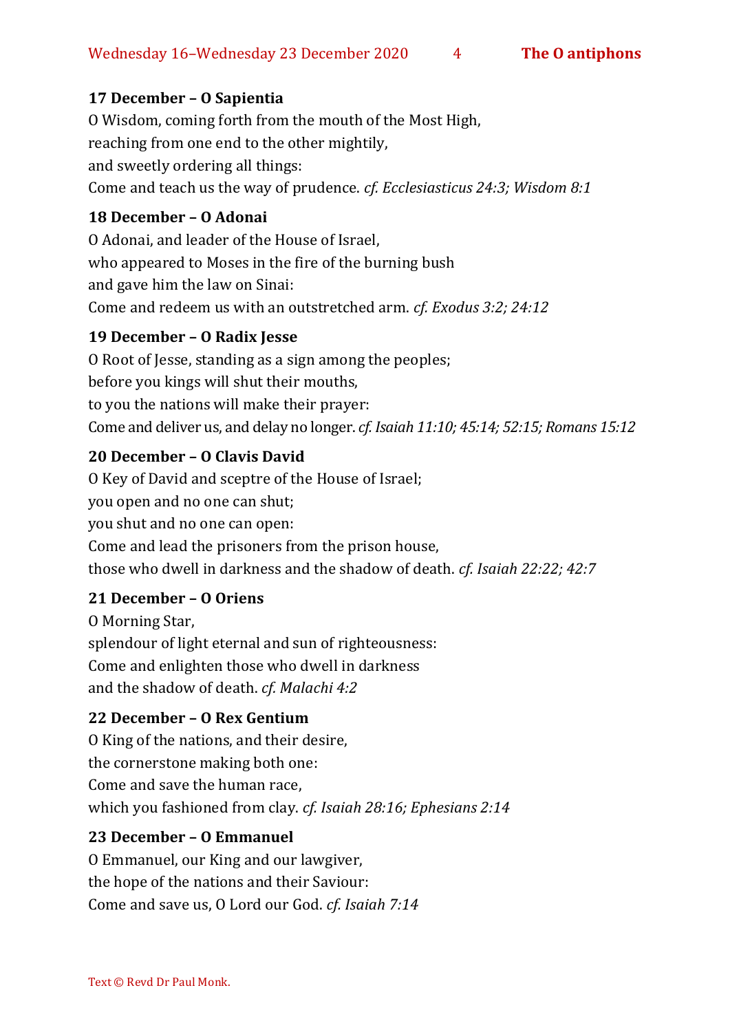### 17 December – O Sapientia

O Wisdom, coming forth from the mouth of the Most High,
reaching from one end to the other mightily,
and sweetly ordering all things:
Come and teach us the way of prudence. *cf. Ecclesiasticus 24:3; Wisdom 8:1*

### 18 December – O Adonai

O Adonai, and leader of the House of Israel,
who appeared to Moses in the fire of the burning bush
and gave him the law on Sinai:
Come and redeem us with an outstretched arm. *cf. Exodus 3:2; 24:12*

### 19 December – O Radix Jesse

O Root of Jesse, standing as a sign among the peoples;
before you kings will shut their mouths,
to you the nations will make their prayer:
Come and deliver us, and delay no longer. *cf. Isaiah 11:10; 45:14; 52:15; Romans 15:12*

### 20 December – O Clavis David

O Key of David and sceptre of the House of Israel;
you open and no one can shut;
you shut and no one can open:
Come and lead the prisoners from the prison house,
those who dwell in darkness and the shadow of death. *cf. Isaiah 22:22; 42:7*

### 21 December – O Oriens

O Morning Star,
splendour of light eternal and sun of righteousness:
Come and enlighten those who dwell in darkness
and the shadow of death. *cf. Malachi 4:2*

### 22 December – O Rex Gentium

O King of the nations, and their desire,
the cornerstone making both one:
Come and save the human race,
which you fashioned from clay. *cf. Isaiah 28:16; Ephesians 2:14*

### 23 December – O Emmanuel

O Emmanuel, our King and our lawgiver,
the hope of the nations and their Saviour:
Come and save us, O Lord our God. *cf. Isaiah 7:14*

Text © Revd Dr Paul Monk.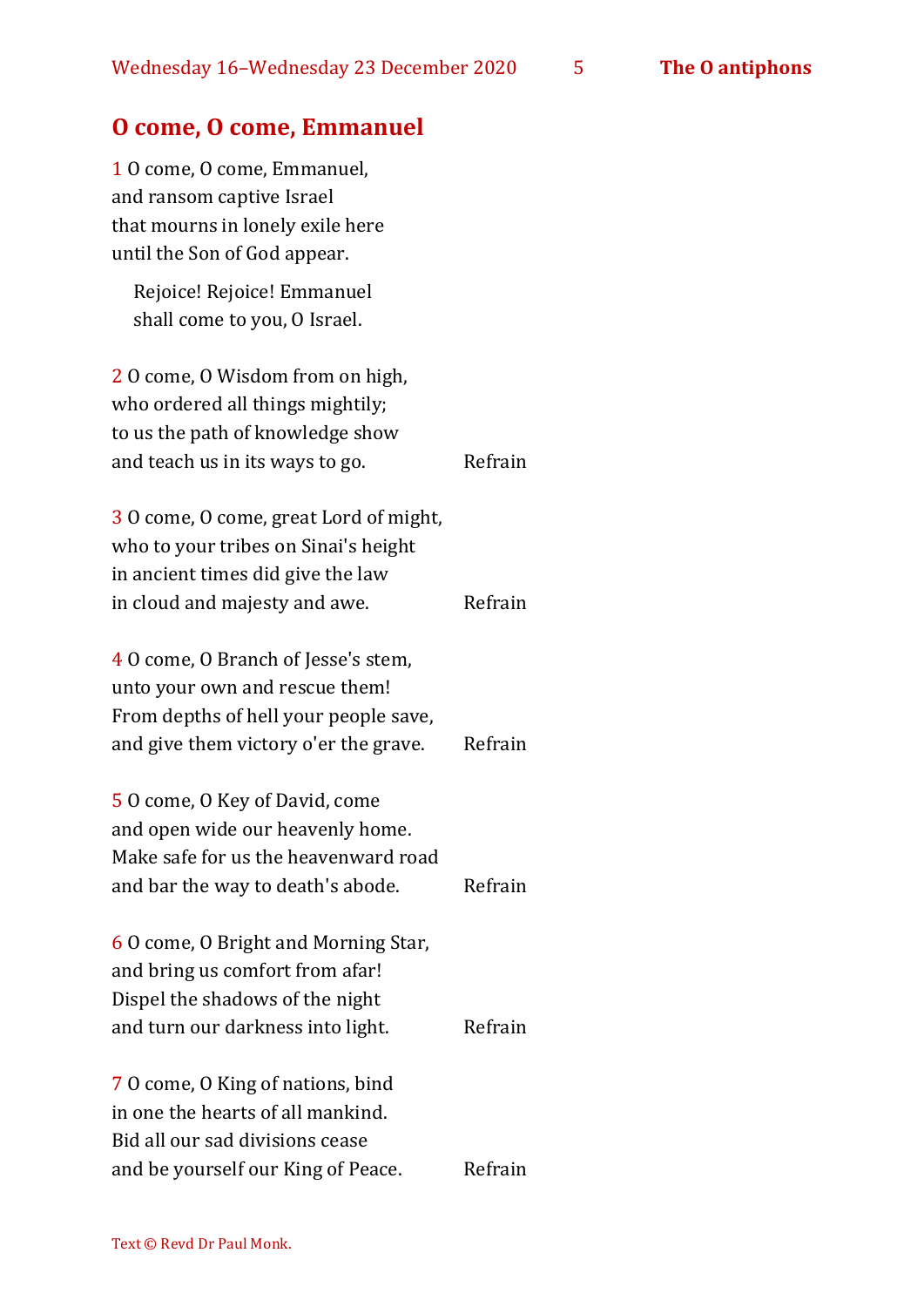## O come, O come, Emmanuel

1 O come, O come, Emmanuel,
and ransom captive Israel
that mourns in lonely exile here
until the Son of God appear.

> Rejoice! Rejoice! Emmanuel
> shall come to you, O Israel.

2 O come, O Wisdom from on high,
who ordered all things mightily;
to us the path of knowledge show
and teach us in its ways to go. Refrain

3 O come, O come, great Lord of might,
who to your tribes on Sinai's height
in ancient times did give the law
in cloud and majesty and awe. Refrain

4 O come, O Branch of Jesse's stem,
unto your own and rescue them!
From depths of hell your people save,
and give them victory o'er the grave. Refrain

5 O come, O Key of David, come
and open wide our heavenly home.
Make safe for us the heavenward road
and bar the way to death's abode. Refrain

6 O come, O Bright and Morning Star,
and bring us comfort from afar!
Dispel the shadows of the night
and turn our darkness into light. Refrain

7 O come, O King of nations, bind
in one the hearts of all mankind.
Bid all our sad divisions cease
and be yourself our King of Peace. Refrain

Text © Revd Dr Paul Monk.